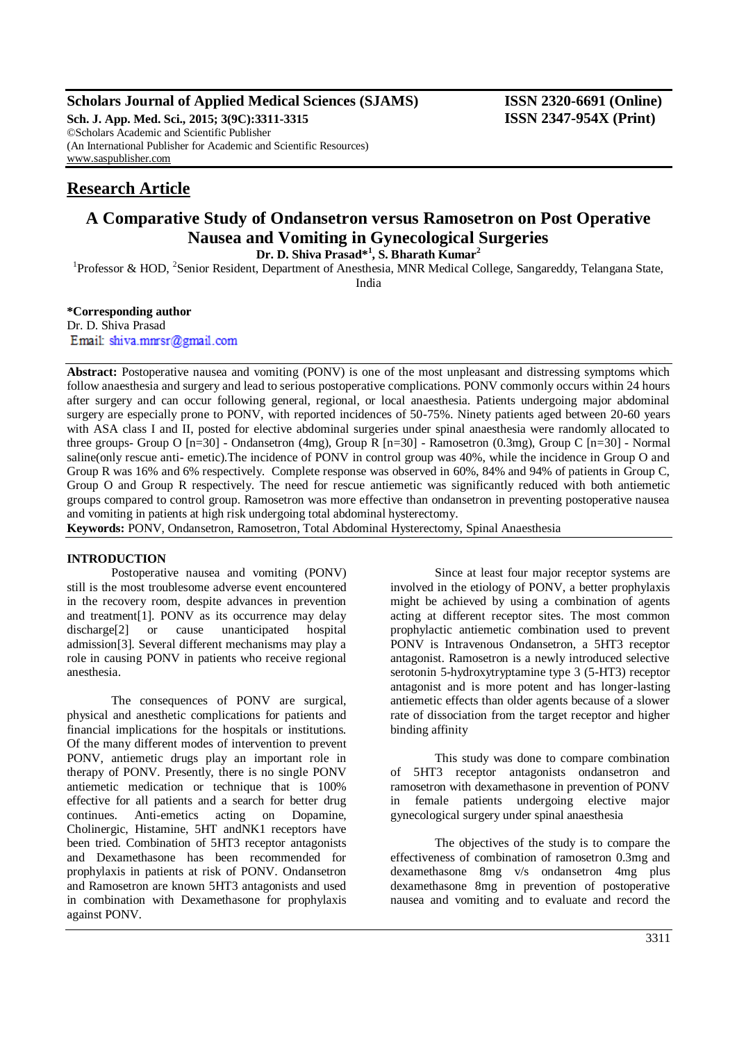**Research Article**

# A Comparative Study of Ondansetron versus Ramosetron on Post Operative Nausea and Vomiting in Gynecological Surgeries

**Dr. D. Shiva Prasad*[1], S. Bharath Kumar[2]**

[1]Professor & HOD, [2]Senior Resident, Department of Anesthesia, MNR Medical College, Sangareddy, Telangana State, India

**\*Corresponding author**
Dr. D. Shiva Prasad
Email: shiva.mnrsr@gmail.com

**Abstract:** Postoperative nausea and vomiting (PONV) is one of the most unpleasant and distressing symptoms which follow anaesthesia and surgery and lead to serious postoperative complications. PONV commonly occurs within 24 hours after surgery and can occur following general, regional, or local anaesthesia. Patients undergoing major abdominal surgery are especially prone to PONV, with reported incidences of 50-75%. Ninety patients aged between 20-60 years with ASA class I and II, posted for elective abdominal surgeries under spinal anaesthesia were randomly allocated to three groups- Group O [n=30] - Ondansetron (4mg), Group R [n=30] - Ramosetron (0.3mg), Group C [n=30] - Normal saline(only rescue anti- emetic).The incidence of PONV in control group was 40%, while the incidence in Group O and Group R was 16% and 6% respectively. Complete response was observed in 60%, 84% and 94% of patients in Group C, Group O and Group R respectively. The need for rescue antiemetic was significantly reduced with both antiemetic groups compared to control group. Ramosetron was more effective than ondansetron in preventing postoperative nausea and vomiting in patients at high risk undergoing total abdominal hysterectomy.

**Keywords:** PONV, Ondansetron, Ramosetron, Total Abdominal Hysterectomy, Spinal Anaesthesia

## INTRODUCTION

Postoperative nausea and vomiting (PONV) still is the most troublesome adverse event encountered in the recovery room, despite advances in prevention and treatment[1]. PONV as its occurrence may delay discharge[2] or cause unanticipated hospital admission[3]. Several different mechanisms may play a role in causing PONV in patients who receive regional anesthesia.

The consequences of PONV are surgical, physical and anesthetic complications for patients and financial implications for the hospitals or institutions. Of the many different modes of intervention to prevent PONV, antiemetic drugs play an important role in therapy of PONV. Presently, there is no single PONV antiemetic medication or technique that is 100% effective for all patients and a search for better drug continues. Anti-emetics acting on Dopamine, Cholinergic, Histamine, 5HT andNK1 receptors have been tried. Combination of 5HT3 receptor antagonists and Dexamethasone has been recommended for prophylaxis in patients at risk of PONV. Ondansetron and Ramosetron are known 5HT3 antagonists and used in combination with Dexamethasone for prophylaxis against PONV.

Since at least four major receptor systems are involved in the etiology of PONV, a better prophylaxis might be achieved by using a combination of agents acting at different receptor sites. The most common prophylactic antiemetic combination used to prevent PONV is Intravenous Ondansetron, a 5HT3 receptor antagonist. Ramosetron is a newly introduced selective serotonin 5-hydroxytryptamine type 3 (5-HT3) receptor antagonist and is more potent and has longer-lasting antiemetic effects than older agents because of a slower rate of dissociation from the target receptor and higher binding affinity

This study was done to compare combination of 5HT3 receptor antagonists ondansetron and ramosetron with dexamethasone in prevention of PONV in female patients undergoing elective major gynecological surgery under spinal anaesthesia

The objectives of the study is to compare the effectiveness of combination of ramosetron 0.3mg and dexamethasone 8mg v/s ondansetron 4mg plus dexamethasone 8mg in prevention of postoperative nausea and vomiting and to evaluate and record the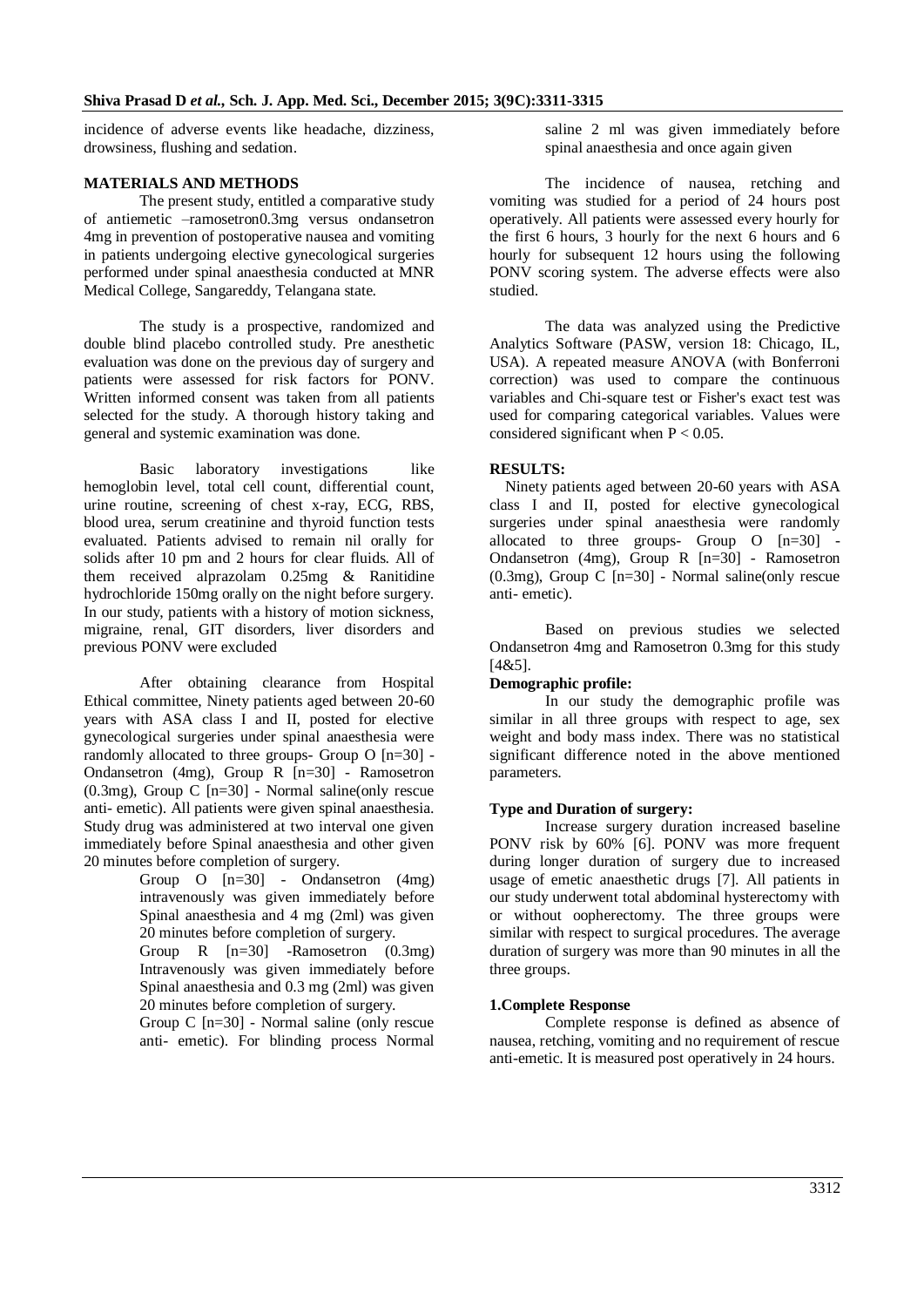incidence of adverse events like headache, dizziness, drowsiness, flushing and sedation.

## MATERIALS AND METHODS

The present study, entitled a comparative study of antiemetic –ramosetron0.3mg versus ondansetron 4mg in prevention of postoperative nausea and vomiting in patients undergoing elective gynecological surgeries performed under spinal anaesthesia conducted at MNR Medical College, Sangareddy, Telangana state.

The study is a prospective, randomized and double blind placebo controlled study. Pre anesthetic evaluation was done on the previous day of surgery and patients were assessed for risk factors for PONV. Written informed consent was taken from all patients selected for the study. A thorough history taking and general and systemic examination was done.

Basic laboratory investigations like hemoglobin level, total cell count, differential count, urine routine, screening of chest x-ray, ECG, RBS, blood urea, serum creatinine and thyroid function tests evaluated. Patients advised to remain nil orally for solids after 10 pm and 2 hours for clear fluids. All of them received alprazolam 0.25mg & Ranitidine hydrochloride 150mg orally on the night before surgery. In our study, patients with a history of motion sickness, migraine, renal, GIT disorders, liver disorders and previous PONV were excluded

After obtaining clearance from Hospital Ethical committee, Ninety patients aged between 20-60 years with ASA class I and II, posted for elective gynecological surgeries under spinal anaesthesia were randomly allocated to three groups- Group O [n=30] - Ondansetron (4mg), Group R [n=30] - Ramosetron (0.3mg), Group C [n=30] - Normal saline(only rescue anti- emetic). All patients were given spinal anaesthesia. Study drug was administered at two interval one given immediately before Spinal anaesthesia and other given 20 minutes before completion of surgery.

- Group O [n=30] - Ondansetron (4mg) intravenously was given immediately before Spinal anaesthesia and 4 mg (2ml) was given 20 minutes before completion of surgery.
- Group R [n=30] -Ramosetron (0.3mg) Intravenously was given immediately before Spinal anaesthesia and 0.3 mg (2ml) was given 20 minutes before completion of surgery.
- Group C [n=30] - Normal saline (only rescue anti- emetic). For blinding process Normal saline 2 ml was given immediately before spinal anaesthesia and once again given

The incidence of nausea, retching and vomiting was studied for a period of 24 hours post operatively. All patients were assessed every hourly for the first 6 hours, 3 hourly for the next 6 hours and 6 hourly for subsequent 12 hours using the following PONV scoring system. The adverse effects were also studied.

The data was analyzed using the Predictive Analytics Software (PASW, version 18: Chicago, IL, USA). A repeated measure ANOVA (with Bonferroni correction) was used to compare the continuous variables and Chi-square test or Fisher's exact test was used for comparing categorical variables. Values were considered significant when $P < 0.05$.

## RESULTS:

Ninety patients aged between 20-60 years with ASA class I and II, posted for elective gynecological surgeries under spinal anaesthesia were randomly allocated to three groups- Group O [n=30] - Ondansetron (4mg), Group R [n=30] - Ramosetron (0.3mg), Group C [n=30] - Normal saline(only rescue anti- emetic).

Based on previous studies we selected Ondansetron 4mg and Ramosetron 0.3mg for this study [4&5].

### Demographic profile:

In our study the demographic profile was similar in all three groups with respect to age, sex weight and body mass index. There was no statistical significant difference noted in the above mentioned parameters.

### Type and Duration of surgery:

Increase surgery duration increased baseline PONV risk by 60% [6]. PONV was more frequent during longer duration of surgery due to increased usage of emetic anaesthetic drugs [7]. All patients in our study underwent total abdominal hysterectomy with or without oopherectomy. The three groups were similar with respect to surgical procedures. The average duration of surgery was more than 90 minutes in all the three groups.

### 1.Complete Response

Complete response is defined as absence of nausea, retching, vomiting and no requirement of rescue anti-emetic. It is measured post operatively in 24 hours.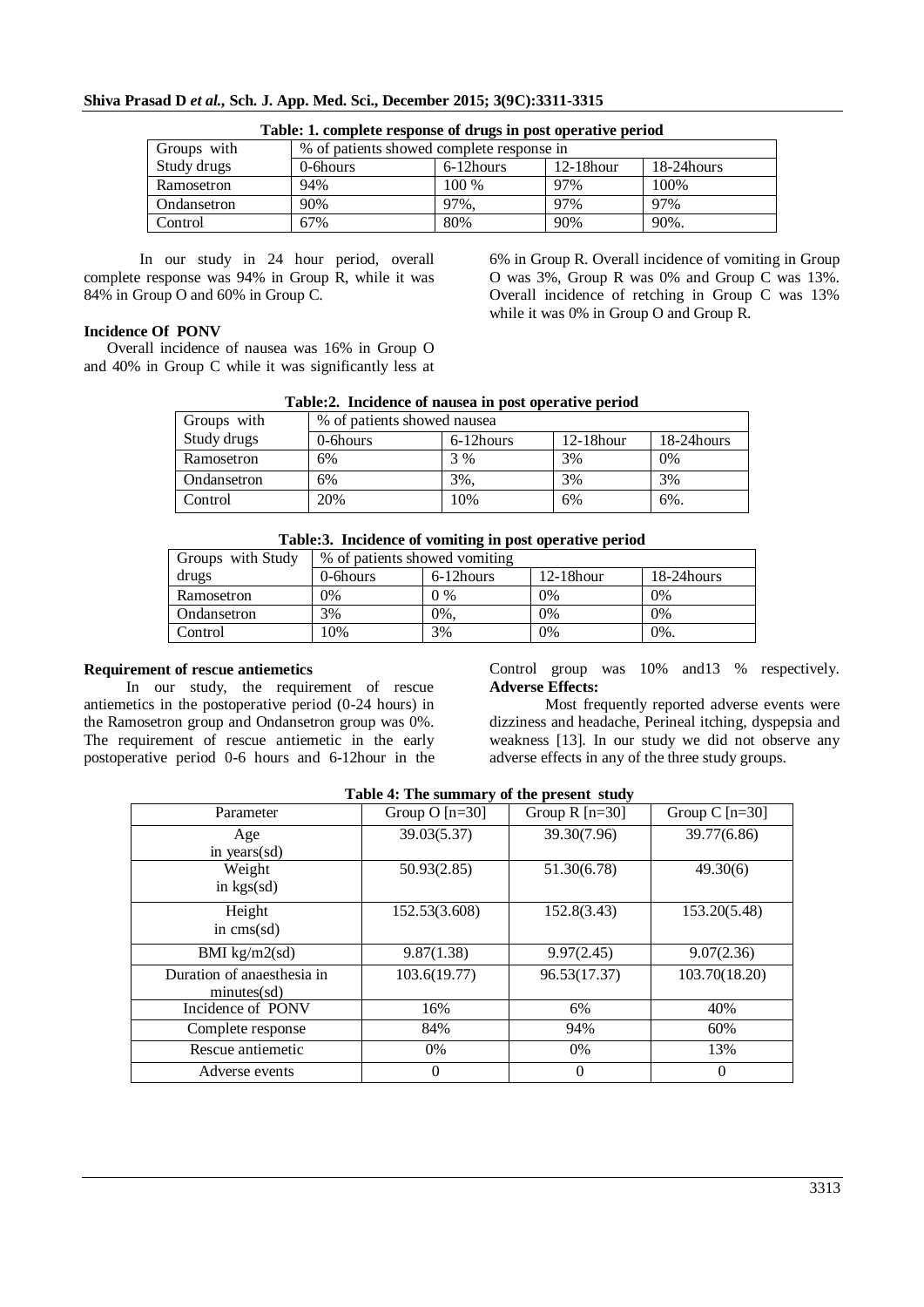**Table: 1. complete response of drugs in post operative period**

| Groups with Study drugs | % of patients showed complete response in | | | |
|---|---|---|---|---|
| | 0-6hours | 6-12hours | 12-18hour | 18-24hours |
| Ramosetron | 94% | 100 % | 97% | 100% |
| Ondansetron | 90% | 97%, | 97% | 97% |
| Control | 67% | 80% | 90% | 90%. |

In our study in 24 hour period, overall complete response was 94% in Group R, while it was 84% in Group O and 60% in Group C.

**Incidence Of PONV**

Overall incidence of nausea was 16% in Group O and 40% in Group C while it was significantly less at 6% in Group R. Overall incidence of vomiting in Group O was 3%, Group R was 0% and Group C was 13%. Overall incidence of retching in Group C was 13% while it was 0% in Group O and Group R.

**Table:2. Incidence of nausea in post operative period**

| Groups with Study drugs | % of patients showed nausea | | | |
|---|---|---|---|---|
| | 0-6hours | 6-12hours | 12-18hour | 18-24hours |
| Ramosetron | 6% | 3 % | 3% | 0% |
| Ondansetron | 6% | 3%, | 3% | 3% |
| Control | 20% | 10% | 6% | 6%. |

**Table:3. Incidence of vomiting in post operative period**

| Groups with Study drugs | % of patients showed vomiting | | | |
|---|---|---|---|---|
| | 0-6hours | 6-12hours | 12-18hour | 18-24hours |
| Ramosetron | 0% | 0 % | 0% | 0% |
| Ondansetron | 3% | 0%, | 0% | 0% |
| Control | 10% | 3% | 0% | 0%. |

**Requirement of rescue antiemetics**

In our study, the requirement of rescue antiemetics in the postoperative period (0-24 hours) in the Ramosetron group and Ondansetron group was 0%. The requirement of rescue antiemetic in the early postoperative period 0-6 hours and 6-12hour in the Control group was 10% and13 % respectively.

**Adverse Effects:**

Most frequently reported adverse events were dizziness and headache, Perineal itching, dyspepsia and weakness [13]. In our study we did not observe any adverse effects in any of the three study groups.

**Table 4: The summary of the present study**

| Parameter | Group O [n=30] | Group R [n=30] | Group C [n=30] |
|---|---|---|---|
| Age in years(sd) | 39.03(5.37) | 39.30(7.96) | 39.77(6.86) |
| Weight in kgs(sd) | 50.93(2.85) | 51.30(6.78) | 49.30(6) |
| Height in cms(sd) | 152.53(3.608) | 152.8(3.43) | 153.20(5.48) |
| BMI kg/m2(sd) | 9.87(1.38) | 9.97(2.45) | 9.07(2.36) |
| Duration of anaesthesia in minutes(sd) | 103.6(19.77) | 96.53(17.37) | 103.70(18.20) |
| Incidence of PONV | 16% | 6% | 40% |
| Complete response | 84% | 94% | 60% |
| Rescue antiemetic | 0% | 0% | 13% |
| Adverse events | 0 | 0 | 0 |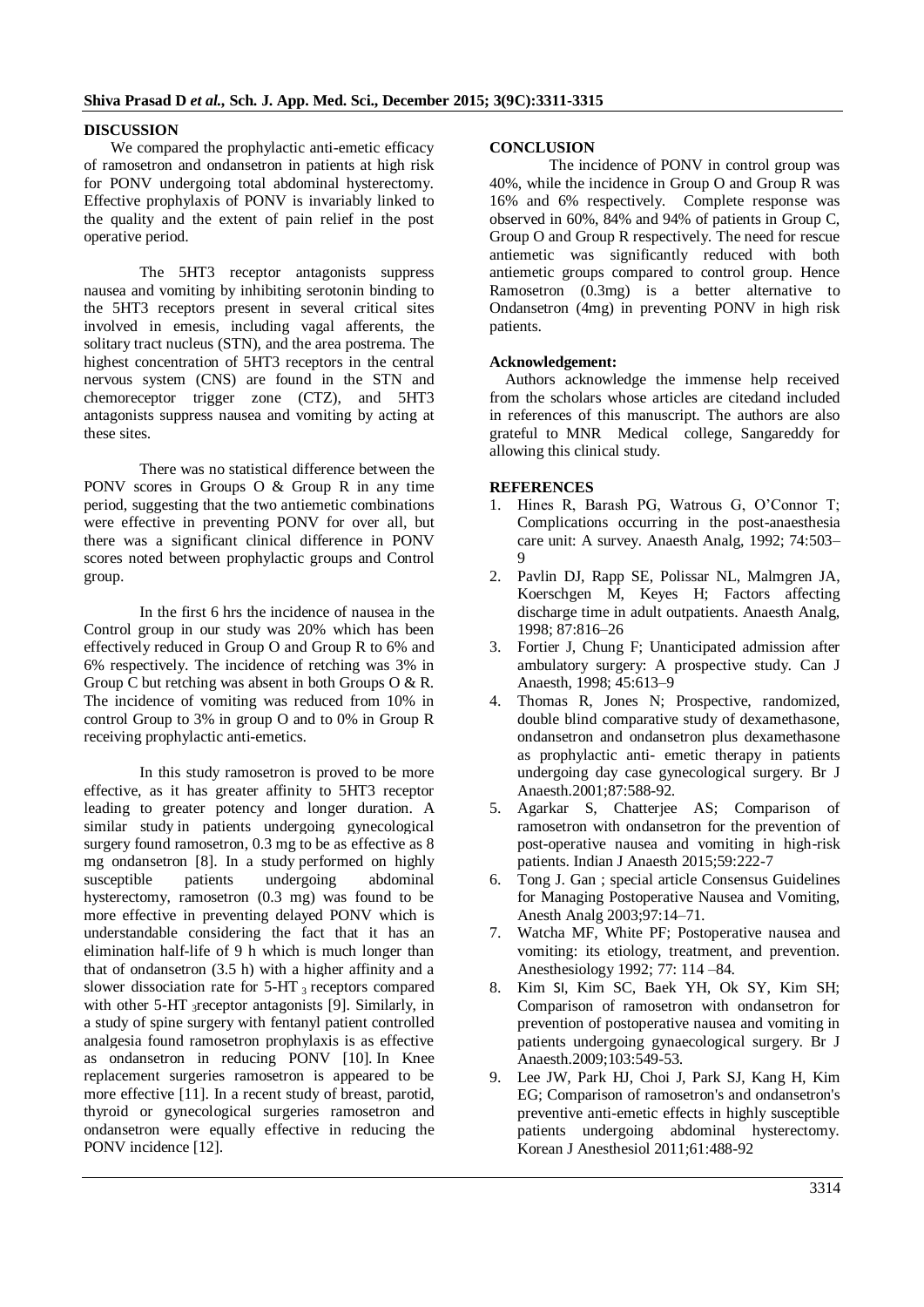## DISCUSSION

We compared the prophylactic anti-emetic efficacy of ramosetron and ondansetron in patients at high risk for PONV undergoing total abdominal hysterectomy. Effective prophylaxis of PONV is invariably linked to the quality and the extent of pain relief in the post operative period.

The 5HT3 receptor antagonists suppress nausea and vomiting by inhibiting serotonin binding to the 5HT3 receptors present in several critical sites involved in emesis, including vagal afferents, the solitary tract nucleus (STN), and the area postrema. The highest concentration of 5HT3 receptors in the central nervous system (CNS) are found in the STN and chemoreceptor trigger zone (CTZ), and 5HT3 antagonists suppress nausea and vomiting by acting at these sites.

There was no statistical difference between the PONV scores in Groups O & Group R in any time period, suggesting that the two antiemetic combinations were effective in preventing PONV for over all, but there was a significant clinical difference in PONV scores noted between prophylactic groups and Control group.

In the first 6 hrs the incidence of nausea in the Control group in our study was 20% which has been effectively reduced in Group O and Group R to 6% and 6% respectively. The incidence of retching was 3% in Group C but retching was absent in both Groups O & R. The incidence of vomiting was reduced from 10% in control Group to 3% in group O and to 0% in Group R receiving prophylactic anti-emetics.

In this study ramosetron is proved to be more effective, as it has greater affinity to 5HT3 receptor leading to greater potency and longer duration. A similar study in patients undergoing gynecological surgery found ramosetron, 0.3 mg to be as effective as 8 mg ondansetron [8]. In a study performed on highly susceptible patients undergoing abdominal hysterectomy, ramosetron (0.3 mg) was found to be more effective in preventing delayed PONV which is understandable considering the fact that it has an elimination half-life of 9 h which is much longer than that of ondansetron (3.5 h) with a higher affinity and a slower dissociation rate for 5-HT $_3$ receptors compared with other 5-HT $_3$receptor antagonists [9]. Similarly, in a study of spine surgery with fentanyl patient controlled analgesia found ramosetron prophylaxis is as effective as ondansetron in reducing PONV [10]. In Knee replacement surgeries ramosetron is appeared to be more effective [11]. In a recent study of breast, parotid, thyroid or gynecological surgeries ramosetron and ondansetron were equally effective in reducing the PONV incidence [12].

## CONCLUSION

The incidence of PONV in control group was 40%, while the incidence in Group O and Group R was 16% and 6% respectively. Complete response was observed in 60%, 84% and 94% of patients in Group C, Group O and Group R respectively. The need for rescue antiemetic was significantly reduced with both antiemetic groups compared to control group. Hence Ramosetron (0.3mg) is a better alternative to Ondansetron (4mg) in preventing PONV in high risk patients.

**Acknowledgement:**

Authors acknowledge the immense help received from the scholars whose articles are citedand included in references of this manuscript. The authors are also grateful to MNR Medical college, Sangareddy for allowing this clinical study.

## REFERENCES

1. Hines R, Barash PG, Watrous G, O'Connor T; Complications occurring in the post-anaesthesia care unit: A survey. Anaesth Analg, 1992; 74:503–9
2. Pavlin DJ, Rapp SE, Polissar NL, Malmgren JA, Koerschgen M, Keyes H; Factors affecting discharge time in adult outpatients. Anaesth Analg, 1998; 87:816–26
3. Fortier J, Chung F; Unanticipated admission after ambulatory surgery: A prospective study. Can J Anaesth, 1998; 45:613–9
4. Thomas R, Jones N; Prospective, randomized, double blind comparative study of dexamethasone, ondansetron and ondansetron plus dexamethasone as prophylactic anti- emetic therapy in patients undergoing day case gynecological surgery. Br J Anaesth.2001;87:588-92.
5. Agarkar S, Chatterjee AS; Comparison of ramosetron with ondansetron for the prevention of post-operative nausea and vomiting in high-risk patients. Indian J Anaesth 2015;59:222-7
6. Tong J. Gan ; special article Consensus Guidelines for Managing Postoperative Nausea and Vomiting, Anesth Analg 2003;97:14–71.
7. Watcha MF, White PF; Postoperative nausea and vomiting: its etiology, treatment, and prevention. Anesthesiology 1992; 77: 114 –84.
8. Kim SI, Kim SC, Baek YH, Ok SY, Kim SH; Comparison of ramosetron with ondansetron for prevention of postoperative nausea and vomiting in patients undergoing gynaecological surgery. Br J Anaesth.2009;103:549-53.
9. Lee JW, Park HJ, Choi J, Park SJ, Kang H, Kim EG; Comparison of ramosetron's and ondansetron's preventive anti-emetic effects in highly susceptible patients undergoing abdominal hysterectomy. Korean J Anesthesiol 2011;61:488-92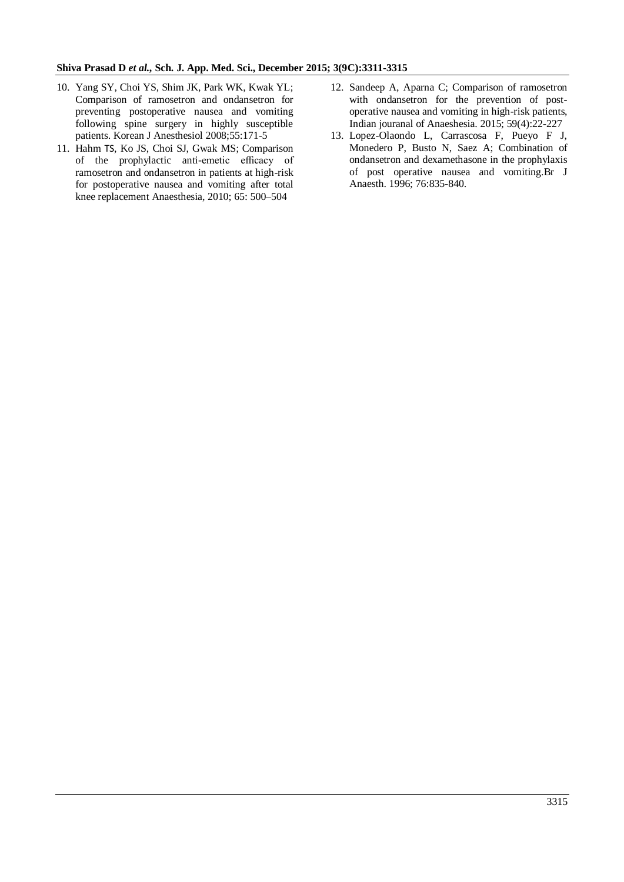10. Yang SY, Choi YS, Shim JK, Park WK, Kwak YL; Comparison of ramosetron and ondansetron for preventing postoperative nausea and vomiting following spine surgery in highly susceptible patients. Korean J Anesthesiol 2008;55:171-5
11. Hahm TS, Ko JS, Choi SJ, Gwak MS; Comparison of the prophylactic anti-emetic efficacy of ramosetron and ondansetron in patients at high-risk for postoperative nausea and vomiting after total knee replacement Anaesthesia, 2010; 65: 500–504
12. Sandeep A, Aparna C; Comparison of ramosetron with ondansetron for the prevention of post-operative nausea and vomiting in high-risk patients, Indian jouranal of Anaeshesia. 2015; 59(4):22-227
13. Lopez-Olaondo L, Carrascosa F, Pueyo F J, Monedero P, Busto N, Saez A; Combination of ondansetron and dexamethasone in the prophylaxis of post operative nausea and vomiting.Br J Anaesth. 1996; 76:835-840.